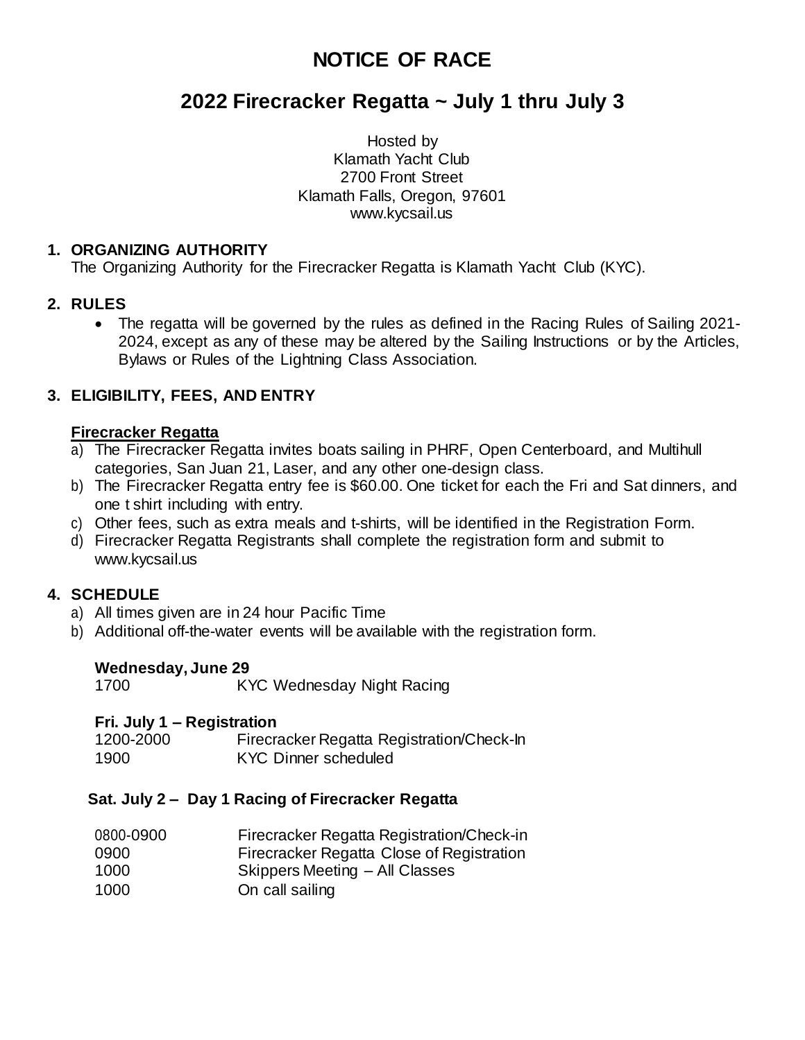# NOTICE OF RACE

## 2022 Firecracker Regatta ~ July 1 thru July 3

Hosted by
Klamath Yacht Club
2700 Front Street
Klamath Falls, Oregon, 97601
www.kycsail.us

### 1. ORGANIZING AUTHORITY

The Organizing Authority for the Firecracker Regatta is Klamath Yacht Club (KYC).

### 2. RULES

- The regatta will be governed by the rules as defined in the Racing Rules of Sailing 2021-2024, except as any of these may be altered by the Sailing Instructions or by the Articles, Bylaws or Rules of the Lightning Class Association.

### 3. ELIGIBILITY, FEES, AND ENTRY

**Firecracker Regatta**

a) The Firecracker Regatta invites boats sailing in PHRF, Open Centerboard, and Multihull categories, San Juan 21, Laser, and any other one-design class.
b) The Firecracker Regatta entry fee is $60.00. One ticket for each the Fri and Sat dinners, and one t shirt including with entry.
c) Other fees, such as extra meals and t-shirts, will be identified in the Registration Form.
d) Firecracker Regatta Registrants shall complete the registration form and submit to www.kycsail.us

### 4. SCHEDULE

a) All times given are in 24 hour Pacific Time
b) Additional off-the-water events will be available with the registration form.

**Wednesday, June 29**

| | |
|---|---|
| 1700 | KYC Wednesday Night Racing |

**Fri. July 1 – Registration**

| | |
|---|---|
| 1200-2000 | Firecracker Regatta Registration/Check-In |
| 1900 | KYC Dinner scheduled |

**Sat. July 2 – Day 1 Racing of Firecracker Regatta**

| | |
|---|---|
| 0800-0900 | Firecracker Regatta Registration/Check-in |
| 0900 | Firecracker Regatta Close of Registration |
| 1000 | Skippers Meeting – All Classes |
| 1000 | On call sailing |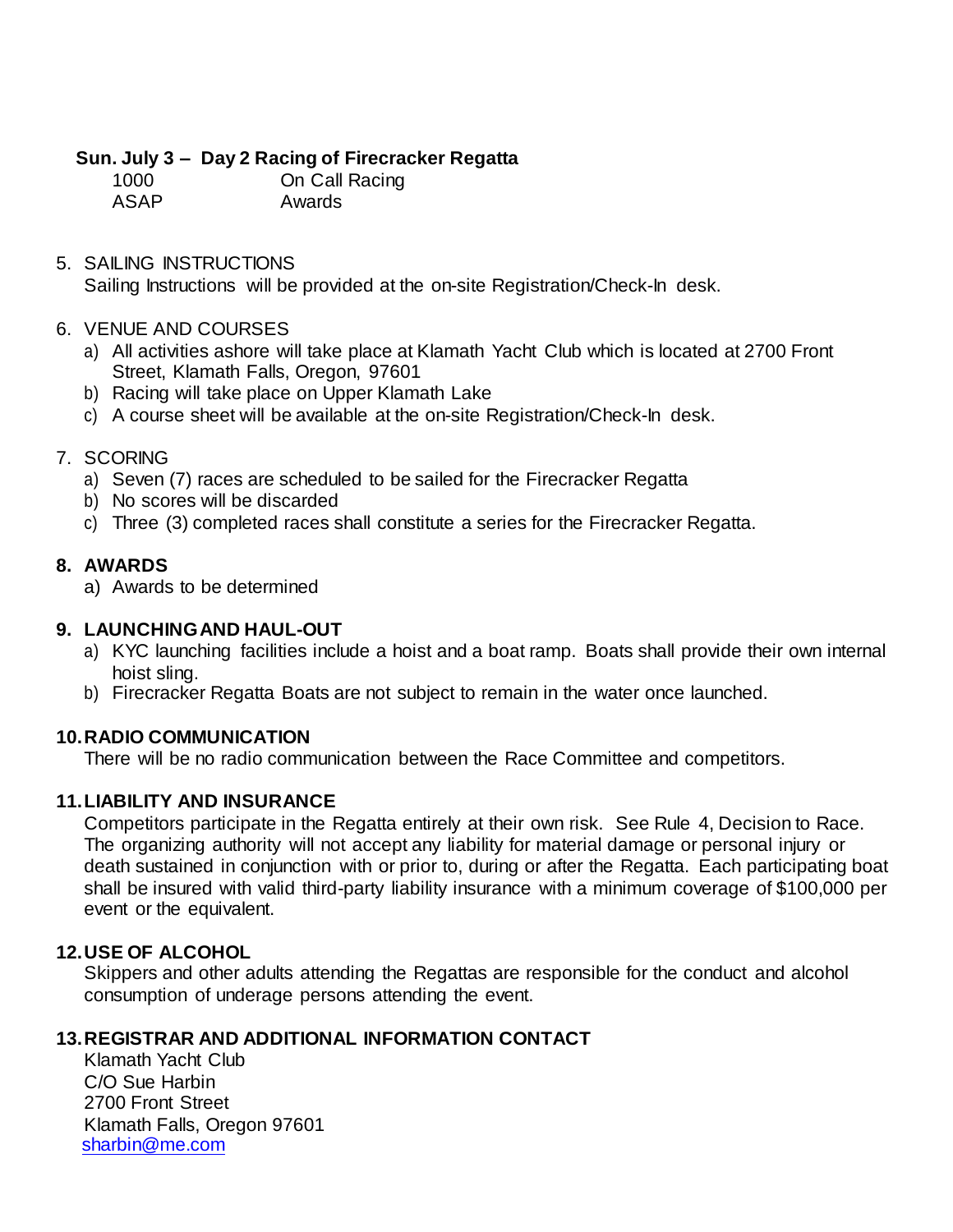**Sun. July 3 – Day 2 Racing of Firecracker Regatta**

| | |
|---|---|
| 1000 | On Call Racing |
| ASAP | Awards |

5. SAILING INSTRUCTIONS

   Sailing Instructions will be provided at the on-site Registration/Check-In desk.

6. VENUE AND COURSES
   a) All activities ashore will take place at Klamath Yacht Club which is located at 2700 Front Street, Klamath Falls, Oregon, 97601
   b) Racing will take place on Upper Klamath Lake
   c) A course sheet will be available at the on-site Registration/Check-In desk.

7. SCORING
   a) Seven (7) races are scheduled to be sailed for the Firecracker Regatta
   b) No scores will be discarded
   c) Three (3) completed races shall constitute a series for the Firecracker Regatta.

**8. AWARDS**

   a) Awards to be determined

**9. LAUNCHING AND HAUL-OUT**

   a) KYC launching facilities include a hoist and a boat ramp. Boats shall provide their own internal hoist sling.
   b) Firecracker Regatta Boats are not subject to remain in the water once launched.

**10. RADIO COMMUNICATION**

There will be no radio communication between the Race Committee and competitors.

**11. LIABILITY AND INSURANCE**

Competitors participate in the Regatta entirely at their own risk. See Rule 4, Decision to Race. The organizing authority will not accept any liability for material damage or personal injury or death sustained in conjunction with or prior to, during or after the Regatta. Each participating boat shall be insured with valid third-party liability insurance with a minimum coverage of $100,000 per event or the equivalent.

**12. USE OF ALCOHOL**

Skippers and other adults attending the Regattas are responsible for the conduct and alcohol consumption of underage persons attending the event.

**13. REGISTRAR AND ADDITIONAL INFORMATION CONTACT**

Klamath Yacht Club
C/O Sue Harbin
2700 Front Street
Klamath Falls, Oregon 97601
sharbin@me.com